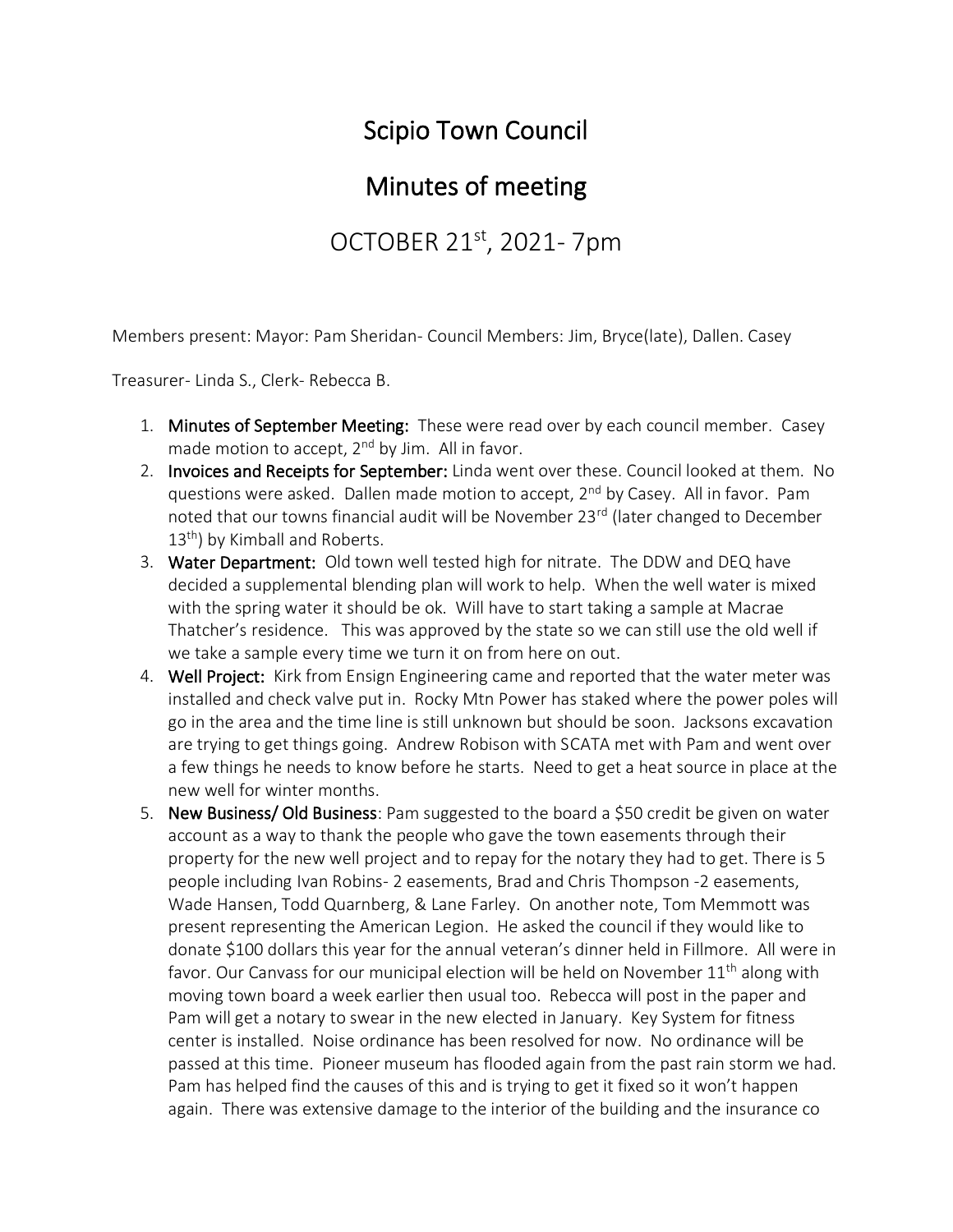# Scipio Town Council

## Minutes of meeting

### OCTOBER 21st, 2021- 7pm

Members present: Mayor: Pam Sheridan- Council Members: Jim, Bryce(late), Dallen. Casey

Treasurer- Linda S., Clerk- Rebecca B.

1. **Minutes of September Meeting:** These were read over by each council member. Casey made motion to accept, 2nd by Jim. All in favor.
2. **Invoices and Receipts for September:** Linda went over these. Council looked at them. No questions were asked. Dallen made motion to accept, 2nd by Casey. All in favor. Pam noted that our towns financial audit will be November 23rd (later changed to December 13th) by Kimball and Roberts.
3. **Water Department:** Old town well tested high for nitrate. The DDW and DEQ have decided a supplemental blending plan will work to help. When the well water is mixed with the spring water it should be ok. Will have to start taking a sample at Macrae Thatcher's residence. This was approved by the state so we can still use the old well if we take a sample every time we turn it on from here on out.
4. **Well Project:** Kirk from Ensign Engineering came and reported that the water meter was installed and check valve put in. Rocky Mtn Power has staked where the power poles will go in the area and the time line is still unknown but should be soon. Jacksons excavation are trying to get things going. Andrew Robison with SCATA met with Pam and went over a few things he needs to know before he starts. Need to get a heat source in place at the new well for winter months.
5. **New Business/ Old Business**: Pam suggested to the board a $50 credit be given on water account as a way to thank the people who gave the town easements through their property for the new well project and to repay for the notary they had to get. There is 5 people including Ivan Robins- 2 easements, Brad and Chris Thompson -2 easements, Wade Hansen, Todd Quarnberg, & Lane Farley. On another note, Tom Memmott was present representing the American Legion. He asked the council if they would like to donate $100 dollars this year for the annual veteran's dinner held in Fillmore. All were in favor. Our Canvass for our municipal election will be held on November 11th along with moving town board a week earlier then usual too. Rebecca will post in the paper and Pam will get a notary to swear in the new elected in January. Key System for fitness center is installed. Noise ordinance has been resolved for now. No ordinance will be passed at this time. Pioneer museum has flooded again from the past rain storm we had. Pam has helped find the causes of this and is trying to get it fixed so it won't happen again. There was extensive damage to the interior of the building and the insurance co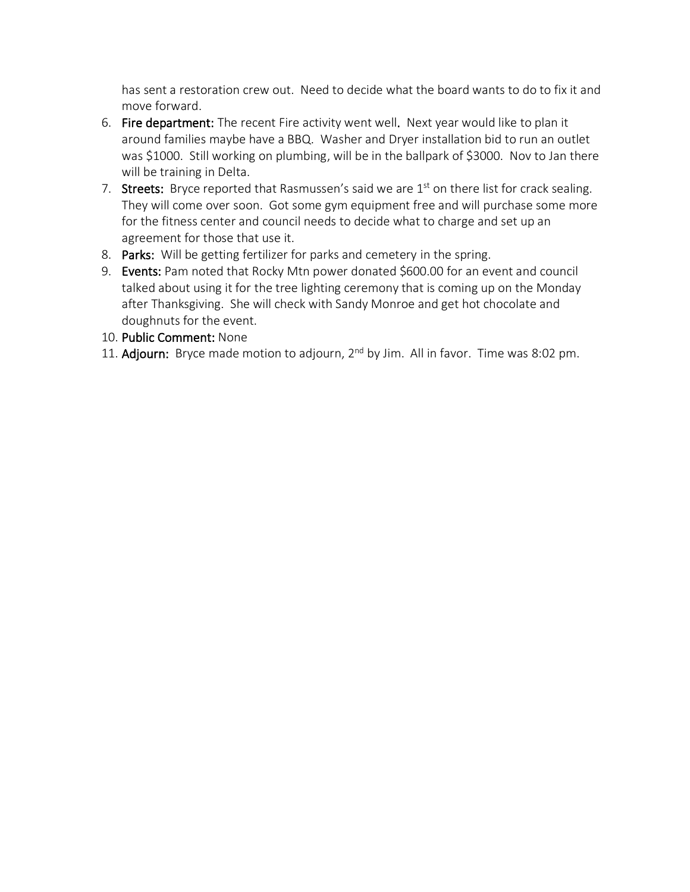has sent a restoration crew out. Need to decide what the board wants to do to fix it and move forward.

6. **Fire department:** The recent Fire activity went well. Next year would like to plan it around families maybe have a BBQ. Washer and Dryer installation bid to run an outlet was $1000. Still working on plumbing, will be in the ballpark of $3000. Nov to Jan there will be training in Delta.
7. **Streets:** Bryce reported that Rasmussen's said we are 1st on there list for crack sealing. They will come over soon. Got some gym equipment free and will purchase some more for the fitness center and council needs to decide what to charge and set up an agreement for those that use it.
8. **Parks:** Will be getting fertilizer for parks and cemetery in the spring.
9. **Events:** Pam noted that Rocky Mtn power donated $600.00 for an event and council talked about using it for the tree lighting ceremony that is coming up on the Monday after Thanksgiving. She will check with Sandy Monroe and get hot chocolate and doughnuts for the event.
10. **Public Comment:** None
11. **Adjourn:** Bryce made motion to adjourn, 2nd by Jim. All in favor. Time was 8:02 pm.